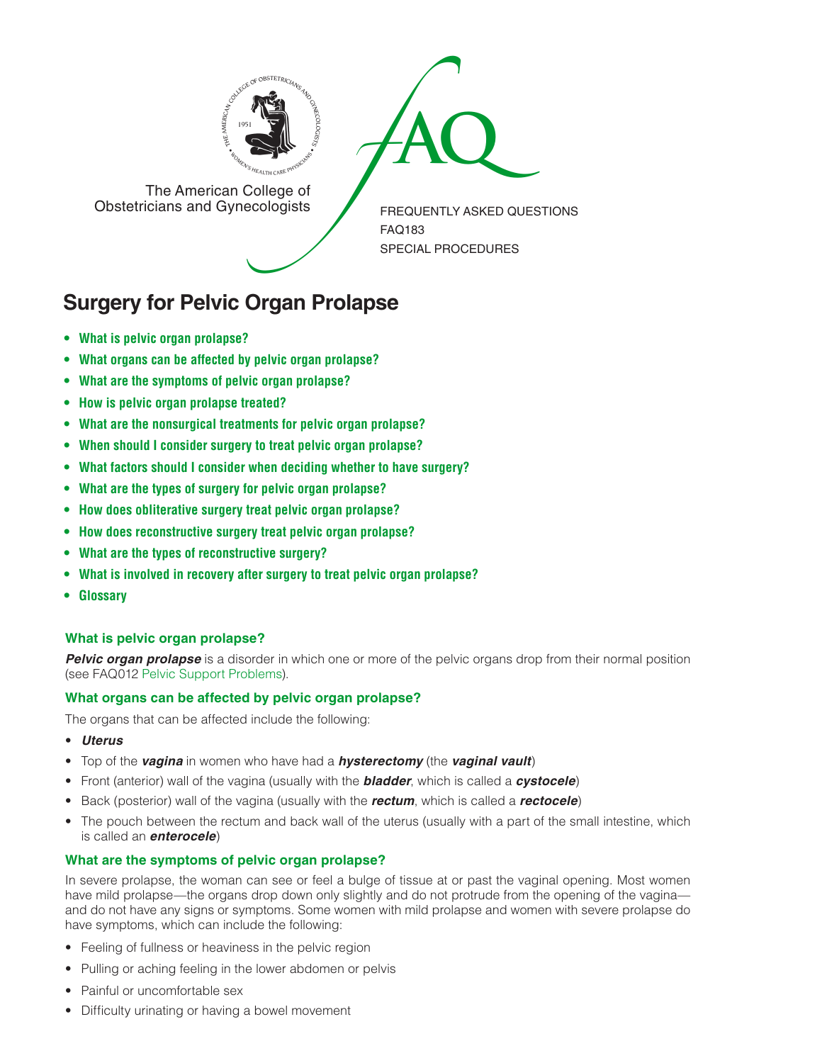The American College of Obstetricians and Gynecologists

FREQUENTLY ASKED QUESTIONS
FAQ183
SPECIAL PROCEDURES

# Surgery for Pelvic Organ Prolapse

- **What is pelvic organ prolapse?**
- **What organs can be affected by pelvic organ prolapse?**
- **What are the symptoms of pelvic organ prolapse?**
- **How is pelvic organ prolapse treated?**
- **What are the nonsurgical treatments for pelvic organ prolapse?**
- **When should I consider surgery to treat pelvic organ prolapse?**
- **What factors should I consider when deciding whether to have surgery?**
- **What are the types of surgery for pelvic organ prolapse?**
- **How does obliterative surgery treat pelvic organ prolapse?**
- **How does reconstructive surgery treat pelvic organ prolapse?**
- **What are the types of reconstructive surgery?**
- **What is involved in recovery after surgery to treat pelvic organ prolapse?**
- **Glossary**

### What is pelvic organ prolapse?

***Pelvic organ prolapse*** is a disorder in which one or more of the pelvic organs drop from their normal position (see FAQ012 Pelvic Support Problems).

### What organs can be affected by pelvic organ prolapse?

The organs that can be affected include the following:

- ***Uterus***
- Top of the ***vagina*** in women who have had a ***hysterectomy*** (the ***vaginal vault***)
- Front (anterior) wall of the vagina (usually with the ***bladder***, which is called a ***cystocele***)
- Back (posterior) wall of the vagina (usually with the ***rectum***, which is called a ***rectocele***)
- The pouch between the rectum and back wall of the uterus (usually with a part of the small intestine, which is called an ***enterocele***)

### What are the symptoms of pelvic organ prolapse?

In severe prolapse, the woman can see or feel a bulge of tissue at or past the vaginal opening. Most women have mild prolapse—the organs drop down only slightly and do not protrude from the opening of the vagina—and do not have any signs or symptoms. Some women with mild prolapse and women with severe prolapse do have symptoms, which can include the following:

- Feeling of fullness or heaviness in the pelvic region
- Pulling or aching feeling in the lower abdomen or pelvis
- Painful or uncomfortable sex
- Difficulty urinating or having a bowel movement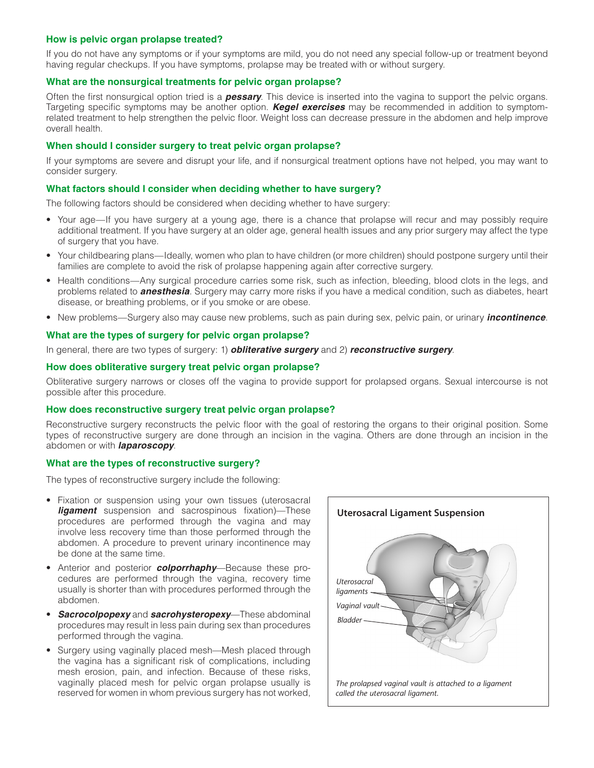### How is pelvic organ prolapse treated?

If you do not have any symptoms or if your symptoms are mild, you do not need any special follow-up or treatment beyond having regular checkups. If you have symptoms, prolapse may be treated with or without surgery.

### What are the nonsurgical treatments for pelvic organ prolapse?

Often the first nonsurgical option tried is a ***pessary***. This device is inserted into the vagina to support the pelvic organs. Targeting specific symptoms may be another option. ***Kegel exercises*** may be recommended in addition to symptom-related treatment to help strengthen the pelvic floor. Weight loss can decrease pressure in the abdomen and help improve overall health.

### When should I consider surgery to treat pelvic organ prolapse?

If your symptoms are severe and disrupt your life, and if nonsurgical treatment options have not helped, you may want to consider surgery.

### What factors should I consider when deciding whether to have surgery?

The following factors should be considered when deciding whether to have surgery:

- Your age—If you have surgery at a young age, there is a chance that prolapse will recur and may possibly require additional treatment. If you have surgery at an older age, general health issues and any prior surgery may affect the type of surgery that you have.
- Your childbearing plans—Ideally, women who plan to have children (or more children) should postpone surgery until their families are complete to avoid the risk of prolapse happening again after corrective surgery.
- Health conditions—Any surgical procedure carries some risk, such as infection, bleeding, blood clots in the legs, and problems related to ***anesthesia***. Surgery may carry more risks if you have a medical condition, such as diabetes, heart disease, or breathing problems, or if you smoke or are obese.
- New problems—Surgery also may cause new problems, such as pain during sex, pelvic pain, or urinary ***incontinence***.

### What are the types of surgery for pelvic organ prolapse?

In general, there are two types of surgery: 1) ***obliterative surgery*** and 2) ***reconstructive surgery***.

### How does obliterative surgery treat pelvic organ prolapse?

Obliterative surgery narrows or closes off the vagina to provide support for prolapsed organs. Sexual intercourse is not possible after this procedure.

### How does reconstructive surgery treat pelvic organ prolapse?

Reconstructive surgery reconstructs the pelvic floor with the goal of restoring the organs to their original position. Some types of reconstructive surgery are done through an incision in the vagina. Others are done through an incision in the abdomen or with ***laparoscopy***.

### What are the types of reconstructive surgery?

The types of reconstructive surgery include the following:

- Fixation or suspension using your own tissues (uterosacral ***ligament*** suspension and sacrospinous fixation)—These procedures are performed through the vagina and may involve less recovery time than those performed through the abdomen. A procedure to prevent urinary incontinence may be done at the same time.
- Anterior and posterior ***colporrhaphy***—Because these procedures are performed through the vagina, recovery time usually is shorter than with procedures performed through the abdomen.
- ***Sacrocolpopexy*** and ***sacrohysteropexy***—These abdominal procedures may result in less pain during sex than procedures performed through the vagina.
- Surgery using vaginally placed mesh—Mesh placed through the vagina has a significant risk of complications, including mesh erosion, pain, and infection. Because of these risks, vaginally placed mesh for pelvic organ prolapse usually is reserved for women in whom previous surgery has not worked,

**Uterosacral Ligament Suspension**

*Uterosacral ligaments*

*Vaginal vault*

*Bladder*

*The prolapsed vaginal vault is attached to a ligament called the uterosacral ligament.*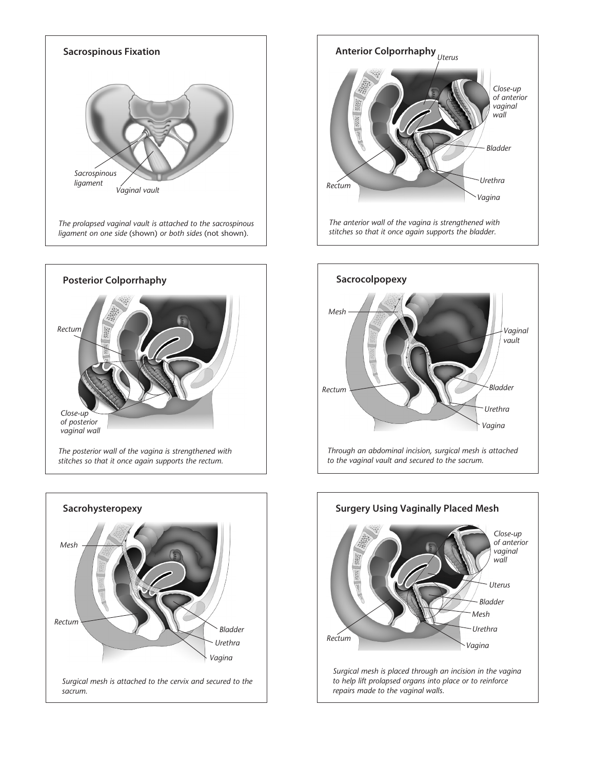### Sacrospinous Fixation

Sacrospinous ligament

Vaginal vault

*The prolapsed vaginal vault is attached to the sacrospinous ligament on one side* (shown) *or both sides* (not shown)*.*

### Anterior Colporrhaphy

Uterus

Close-up of anterior vaginal wall

Bladder

Urethra

Rectum

Vagina

*The anterior wall of the vagina is strengthened with stitches so that it once again supports the bladder.*

### Posterior Colporrhaphy

Rectum

Close-up of posterior vaginal wall

*The posterior wall of the vagina is strengthened with stitches so that it once again supports the rectum.*

### Sacrocolpopexy

Mesh

Vaginal vault

Rectum

Bladder

Urethra

Vagina

*Through an abdominal incision, surgical mesh is attached to the vaginal vault and secured to the sacrum.*

### Sacrohysteropexy

Mesh

Rectum

Bladder

Urethra

Vagina

*Surgical mesh is attached to the cervix and secured to the sacrum.*

### Surgery Using Vaginally Placed Mesh

Close-up of anterior vaginal wall

Uterus

Bladder

Mesh

Urethra

Rectum

Vagina

*Surgical mesh is placed through an incision in the vagina to help lift prolapsed organs into place or to reinforce repairs made to the vaginal walls.*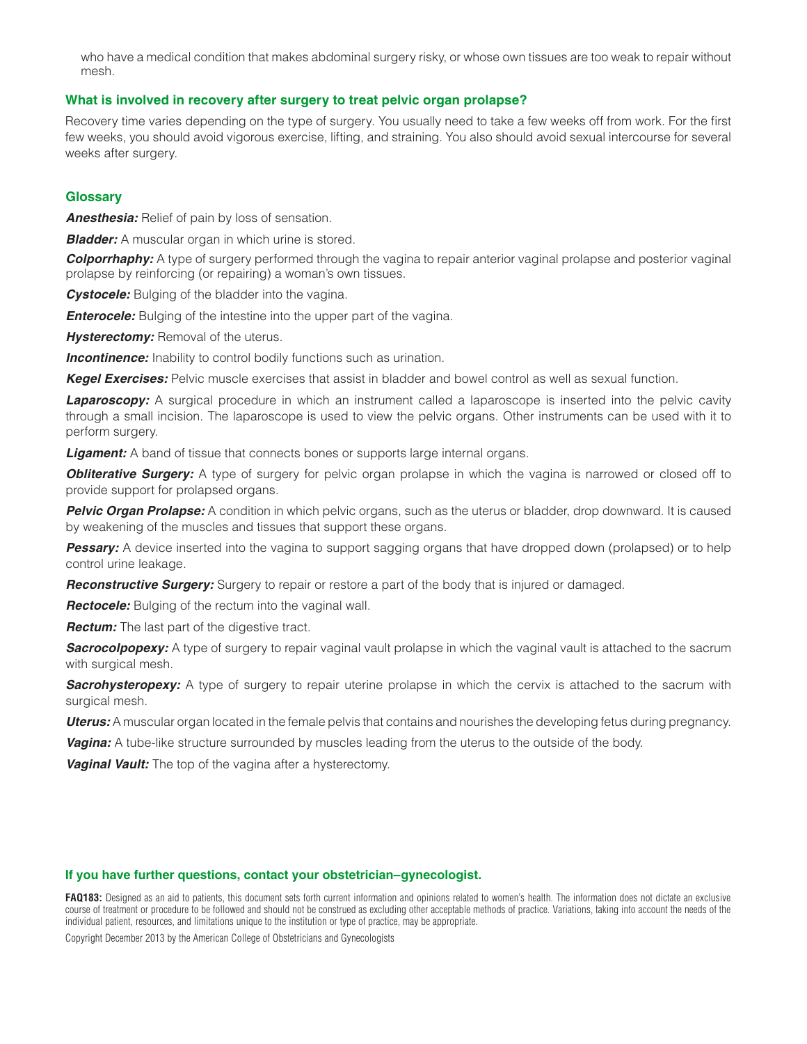who have a medical condition that makes abdominal surgery risky, or whose own tissues are too weak to repair without mesh.

## What is involved in recovery after surgery to treat pelvic organ prolapse?

Recovery time varies depending on the type of surgery. You usually need to take a few weeks off from work. For the first few weeks, you should avoid vigorous exercise, lifting, and straining. You also should avoid sexual intercourse for several weeks after surgery.

## Glossary

***Anesthesia:*** Relief of pain by loss of sensation.

***Bladder:*** A muscular organ in which urine is stored.

***Colporrhaphy:*** A type of surgery performed through the vagina to repair anterior vaginal prolapse and posterior vaginal prolapse by reinforcing (or repairing) a woman's own tissues.

***Cystocele:*** Bulging of the bladder into the vagina.

***Enterocele:*** Bulging of the intestine into the upper part of the vagina.

***Hysterectomy:*** Removal of the uterus.

***Incontinence:*** Inability to control bodily functions such as urination.

***Kegel Exercises:*** Pelvic muscle exercises that assist in bladder and bowel control as well as sexual function.

***Laparoscopy:*** A surgical procedure in which an instrument called a laparoscope is inserted into the pelvic cavity through a small incision. The laparoscope is used to view the pelvic organs. Other instruments can be used with it to perform surgery.

***Ligament:*** A band of tissue that connects bones or supports large internal organs.

***Obliterative Surgery:*** A type of surgery for pelvic organ prolapse in which the vagina is narrowed or closed off to provide support for prolapsed organs.

***Pelvic Organ Prolapse:*** A condition in which pelvic organs, such as the uterus or bladder, drop downward. It is caused by weakening of the muscles and tissues that support these organs.

***Pessary:*** A device inserted into the vagina to support sagging organs that have dropped down (prolapsed) or to help control urine leakage.

***Reconstructive Surgery:*** Surgery to repair or restore a part of the body that is injured or damaged.

***Rectocele:*** Bulging of the rectum into the vaginal wall.

***Rectum:*** The last part of the digestive tract.

***Sacrocolpopexy:*** A type of surgery to repair vaginal vault prolapse in which the vaginal vault is attached to the sacrum with surgical mesh.

***Sacrohysteropexy:*** A type of surgery to repair uterine prolapse in which the cervix is attached to the sacrum with surgical mesh.

***Uterus:*** A muscular organ located in the female pelvis that contains and nourishes the developing fetus during pregnancy.

***Vagina:*** A tube-like structure surrounded by muscles leading from the uterus to the outside of the body.

***Vaginal Vault:*** The top of the vagina after a hysterectomy.

**If you have further questions, contact your obstetrician–gynecologist.**

**FAQ183:** Designed as an aid to patients, this document sets forth current information and opinions related to women's health. The information does not dictate an exclusive course of treatment or procedure to be followed and should not be construed as excluding other acceptable methods of practice. Variations, taking into account the needs of the individual patient, resources, and limitations unique to the institution or type of practice, may be appropriate.

Copyright December 2013 by the American College of Obstetricians and Gynecologists